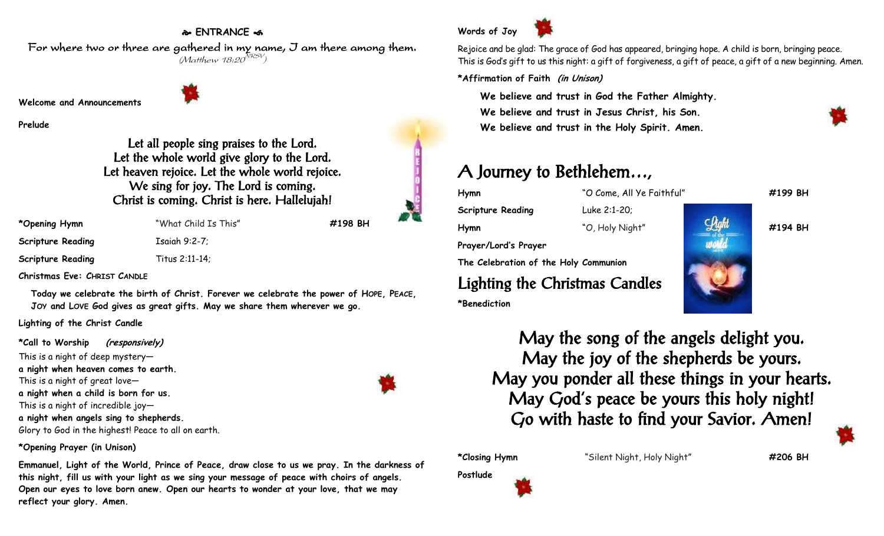## ❧ ENTRANCE ☙

*For where two or three are gathered in my name, I am there among them.*
*(Matthew 18:20 NRSV)*

**Welcome and Announcements**

**Prelude**

Let all people sing praises to the Lord.
Let the whole world give glory to the Lord.
Let heaven rejoice. Let the whole world rejoice.
We sing for joy. The Lord is coming.
Christ is coming. Christ is here. Hallelujah!

| | | |
|---|---|---|
| **\*Opening Hymn** | "What Child Is This" | **#198 BH** |
| **Scripture Reading** | Isaiah 9:2-7; | |
| **Scripture Reading** | Titus 2:11-14; | |

**Christmas Eve: CHRIST CANDLE**

**Today we celebrate the birth of Christ. Forever we celebrate the power of HOPE, PEACE, JOY and LOVE God gives as great gifts. May we share them wherever we go.**

**Lighting of the Christ Candle**

**\*Call to Worship** ***(responsively)***

This is a night of deep mystery—
**a night when heaven comes to earth.**
This is a night of great love—
**a night when a child is born for us.**
This is a night of incredible joy—
**a night when angels sing to shepherds.**
Glory to God in the highest! Peace to all on earth.

**\*Opening Prayer (in Unison)**

**Emmanuel, Light of the World, Prince of Peace, draw close to us we pray. In the darkness of this night, fill us with your light as we sing your message of peace with choirs of angels. Open our eyes to love born anew. Open our hearts to wonder at your love, that we may reflect your glory. Amen.**

**Words of Joy**

Rejoice and be glad: The grace of God has appeared, bringing hope. A child is born, bringing peace. This is God's gift to us this night: a gift of forgiveness, a gift of peace, a gift of a new beginning. Amen.

**\*Affirmation of Faith** ***(in Unison)***

**We believe and trust in God the Father Almighty.**
**We believe and trust in Jesus Christ, his Son.**
**We believe and trust in the Holy Spirit. Amen.**

# A Journey to Bethlehem…,

| | | |
|---|---|---|
| **Hymn** | "O Come, All Ye Faithful" | **#199 BH** |
| **Scripture Reading** | Luke 2:1-20; | |
| **Hymn** | "O, Holy Night" | **#194 BH** |

**Prayer/Lord's Prayer**

**The Celebration of the Holy Communion**

## Lighting the Christmas Candles

**\*Benediction**

May the song of the angels delight you.
May the joy of the shepherds be yours.
May you ponder all these things in your hearts.
May God's peace be yours this holy night!
Go with haste to find your Savior. Amen!

| | | |
|---|---|---|
| **\*Closing Hymn** | "Silent Night, Holy Night" | **#206 BH** |

**Postlude**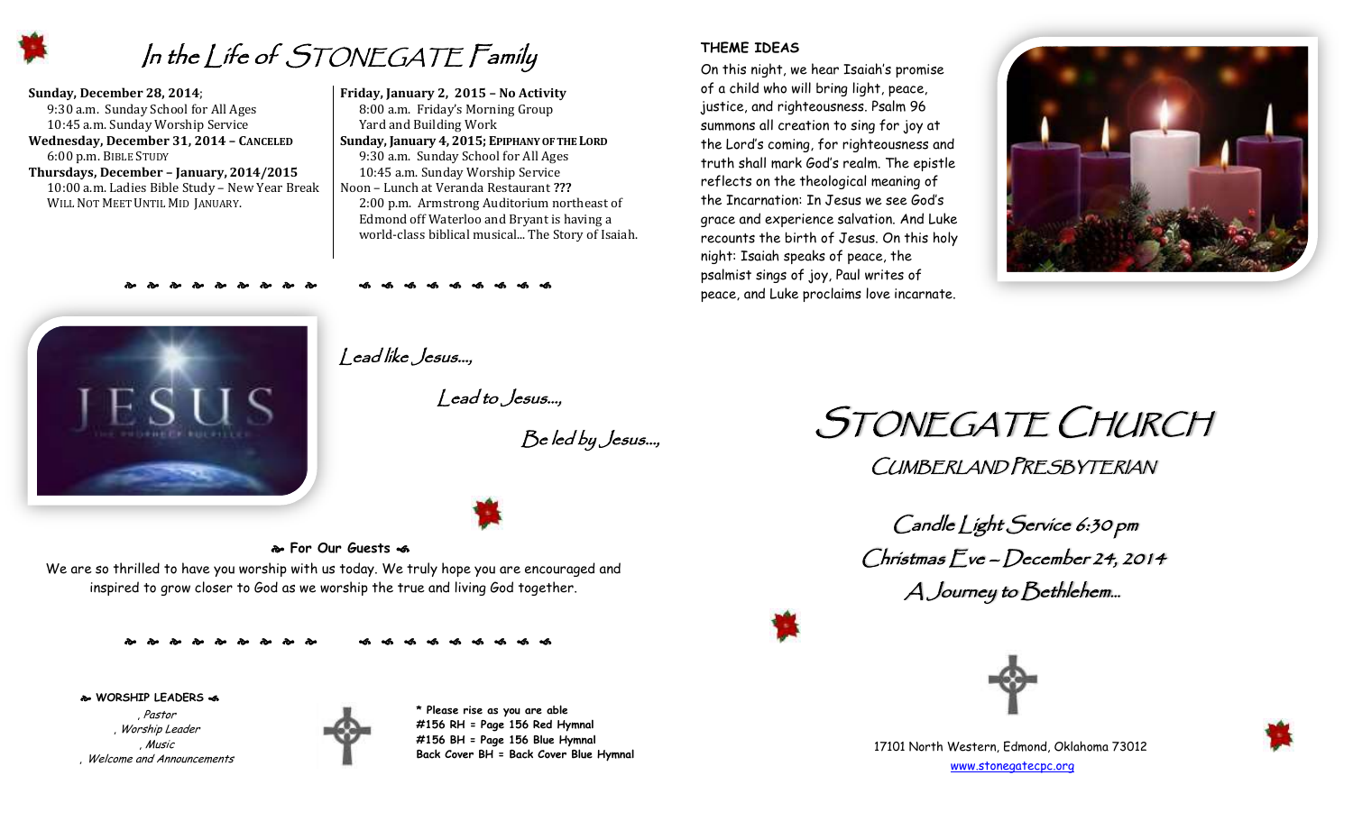# In the Life of STONEGATE Family

**Sunday, December 28, 2014**;
9:30 a.m. Sunday School for All Ages
10:45 a.m. Sunday Worship Service

**Wednesday, December 31, 2014 – CANCELED**
6:00 p.m. BIBLE STUDY

**Thursdays, December – January, 2014/2015**
10:00 a.m. Ladies Bible Study – New Year Break WILL NOT MEET UNTIL MID JANUARY.

**Friday, January 2, 2015 – No Activity**
8:00 a.m. Friday's Morning Group
Yard and Building Work

**Sunday, January 4, 2015; EPIPHANY OF THE LORD**
9:30 a.m. Sunday School for All Ages
10:45 a.m. Sunday Worship Service
Noon – Lunch at Veranda Restaurant **???**
2:00 p.m. Armstrong Auditorium northeast of Edmond off Waterloo and Bryant is having a world-class biblical musical... The Story of Isaiah.

*Lead like Jesus...,*

*Lead to Jesus...,*

*Be led by Jesus...,*

**For Our Guests**

We are so thrilled to have you worship with us today. We truly hope you are encouraged and inspired to grow closer to God as we worship the true and living God together.

**WORSHIP LEADERS**

*, Pastor*
*, Worship Leader*
*, Music*
*, Welcome and Announcements*

**\* Please rise as you are able**
**#156 RH = Page 156 Red Hymnal**
**#156 BH = Page 156 Blue Hymnal**
**Back Cover BH = Back Cover Blue Hymnal**

**THEME IDEAS**

On this night, we hear Isaiah's promise of a child who will bring light, peace, justice, and righteousness. Psalm 96 summons all creation to sing for joy at the Lord's coming, for righteousness and truth shall mark God's realm. The epistle reflects on the theological meaning of the Incarnation: In Jesus we see God's grace and experience salvation. And Luke recounts the birth of Jesus. On this holy night: Isaiah speaks of peace, the psalmist sings of joy, Paul writes of peace, and Luke proclaims love incarnate.

# STONEGATE CHURCH

## CUMBERLAND PRESBYTERIAN

*Candle Light Service 6:30 pm*

*Christmas Eve – December 24, 2014*

*A Journey to Bethlehem...*

17101 North Western, Edmond, Oklahoma 73012
www.stonegatecpc.org